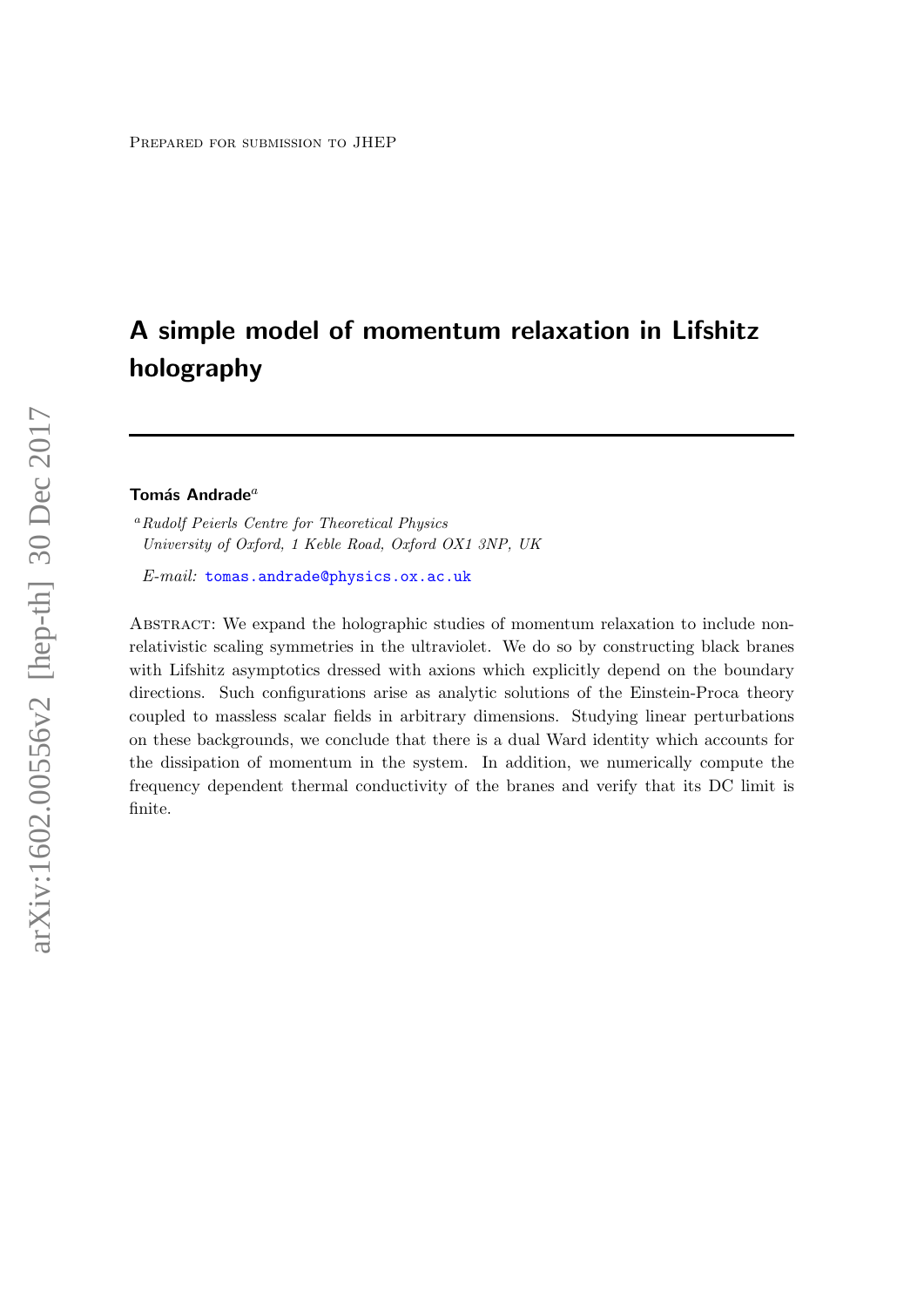Prepared for submission to JHEP

# A simple model of momentum relaxation in Lifshitz holography

**Tomás Andrade**[a]

[a] *Rudolf Peierls Centre for Theoretical Physics*
*University of Oxford, 1 Keble Road, Oxford OX1 3NP, UK*

*E-mail:* tomas.andrade@physics.ox.ac.uk

Abstract: We expand the holographic studies of momentum relaxation to include non-relativistic scaling symmetries in the ultraviolet. We do so by constructing black branes with Lifshitz asymptotics dressed with axions which explicitly depend on the boundary directions. Such configurations arise as analytic solutions of the Einstein-Proca theory coupled to massless scalar fields in arbitrary dimensions. Studying linear perturbations on these backgrounds, we conclude that there is a dual Ward identity which accounts for the dissipation of momentum in the system. In addition, we numerically compute the frequency dependent thermal conductivity of the branes and verify that its DC limit is finite.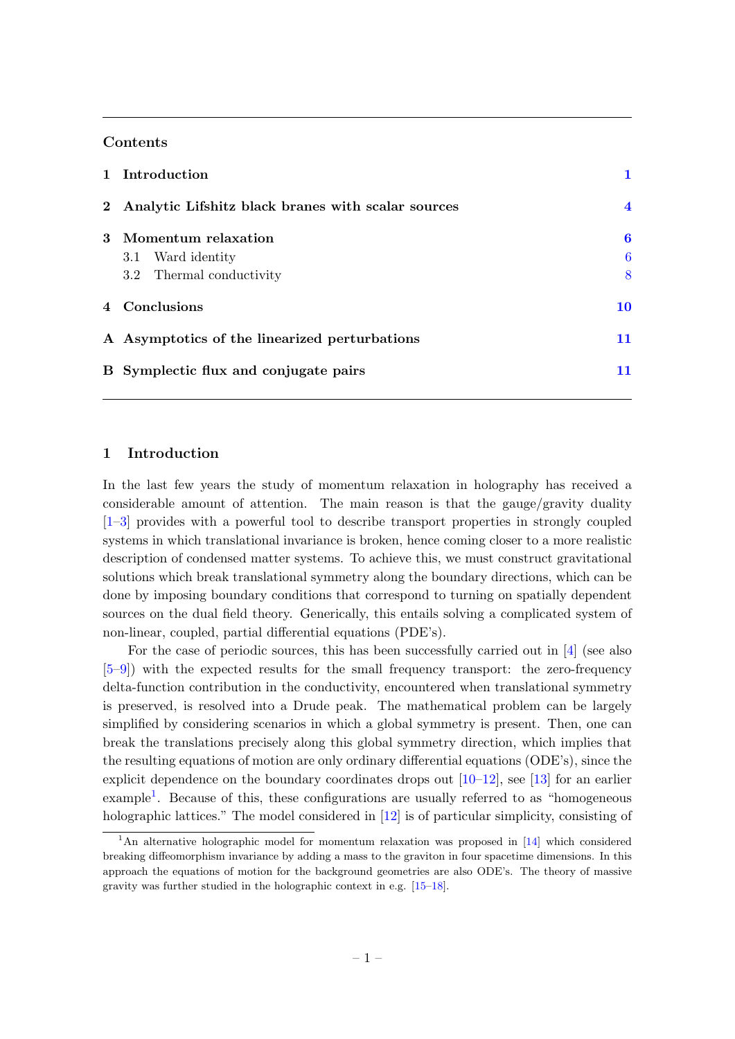## Contents

| | | |
|---|---|---|
| 1 | Introduction | 1 |
| 2 | Analytic Lifshitz black branes with scalar sources | 4 |
| 3 | Momentum relaxation | 6 |
| | 3.1 Ward identity | 6 |
| | 3.2 Thermal conductivity | 8 |
| 4 | Conclusions | 10 |
| A | Asymptotics of the linearized perturbations | 11 |
| B | Symplectic flux and conjugate pairs | 11 |

# 1 Introduction

In the last few years the study of momentum relaxation in holography has received a considerable amount of attention. The main reason is that the gauge/gravity duality [1–3] provides with a powerful tool to describe transport properties in strongly coupled systems in which translational invariance is broken, hence coming closer to a more realistic description of condensed matter systems. To achieve this, we must construct gravitational solutions which break translational symmetry along the boundary directions, which can be done by imposing boundary conditions that correspond to turning on spatially dependent sources on the dual field theory. Generically, this entails solving a complicated system of non-linear, coupled, partial differential equations (PDE's).

For the case of periodic sources, this has been successfully carried out in [4] (see also [5–9]) with the expected results for the small frequency transport: the zero-frequency delta-function contribution in the conductivity, encountered when translational symmetry is preserved, is resolved into a Drude peak. The mathematical problem can be largely simplified by considering scenarios in which a global symmetry is present. Then, one can break the translations precisely along this global symmetry direction, which implies that the resulting equations of motion are only ordinary differential equations (ODE's), since the explicit dependence on the boundary coordinates drops out [10–12], see [13] for an earlier example[1]. Because of this, these configurations are usually referred to as "homogeneous holographic lattices." The model considered in [12] is of particular simplicity, consisting of

[1] An alternative holographic model for momentum relaxation was proposed in [14] which considered breaking diffeomorphism invariance by adding a mass to the graviton in four spacetime dimensions. In this approach the equations of motion for the background geometries are also ODE's. The theory of massive gravity was further studied in the holographic context in e.g. [15–18].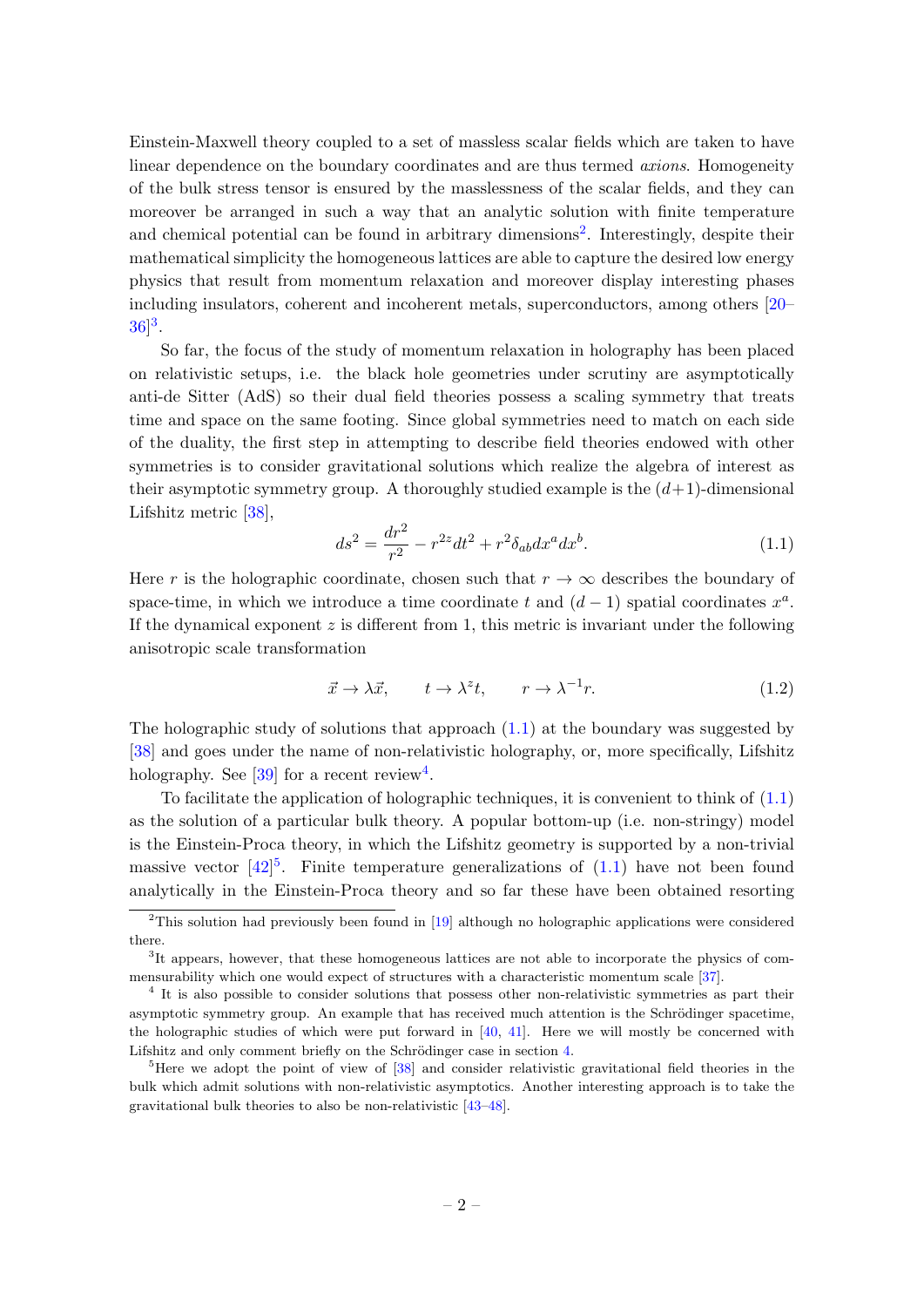Einstein-Maxwell theory coupled to a set of massless scalar fields which are taken to have linear dependence on the boundary coordinates and are thus termed *axions*. Homogeneity of the bulk stress tensor is ensured by the masslessness of the scalar fields, and they can moreover be arranged in such a way that an analytic solution with finite temperature and chemical potential can be found in arbitrary dimensions[2]. Interestingly, despite their mathematical simplicity the homogeneous lattices are able to capture the desired low energy physics that result from momentum relaxation and moreover display interesting phases including insulators, coherent and incoherent metals, superconductors, among others [20–36][3].

So far, the focus of the study of momentum relaxation in holography has been placed on relativistic setups, i.e. the black hole geometries under scrutiny are asymptotically anti-de Sitter (AdS) so their dual field theories possess a scaling symmetry that treats time and space on the same footing. Since global symmetries need to match on each side of the duality, the first step in attempting to describe field theories endowed with other symmetries is to consider gravitational solutions which realize the algebra of interest as their asymptotic symmetry group. A thoroughly studied example is the $(d+1)$-dimensional Lifshitz metric [38],

$$ds^2 = \frac{dr^2}{r^2} - r^{2z}dt^2 + r^2\delta_{ab}dx^a dx^b. \tag{1.1}$$

Here $r$ is the holographic coordinate, chosen such that $r \to \infty$ describes the boundary of space-time, in which we introduce a time coordinate $t$ and $(d-1)$ spatial coordinates $x^a$. If the dynamical exponent $z$ is different from 1, this metric is invariant under the following anisotropic scale transformation

$$\vec{x} \to \lambda \vec{x}, \qquad t \to \lambda^z t, \qquad r \to \lambda^{-1} r. \tag{1.2}$$

The holographic study of solutions that approach (1.1) at the boundary was suggested by [38] and goes under the name of non-relativistic holography, or, more specifically, Lifshitz holography. See [39] for a recent review[4].

To facilitate the application of holographic techniques, it is convenient to think of (1.1) as the solution of a particular bulk theory. A popular bottom-up (i.e. non-stringy) model is the Einstein-Proca theory, in which the Lifshitz geometry is supported by a non-trivial massive vector [42][5]. Finite temperature generalizations of (1.1) have not been found analytically in the Einstein-Proca theory and so far these have been obtained resorting

---

[2] This solution had previously been found in [19] although no holographic applications were considered there.

[3] It appears, however, that these homogeneous lattices are not able to incorporate the physics of commensurability which one would expect of structures with a characteristic momentum scale [37].

[4] It is also possible to consider solutions that possess other non-relativistic symmetries as part their asymptotic symmetry group. An example that has received much attention is the Schrödinger spacetime, the holographic studies of which were put forward in [40, 41]. Here we will mostly be concerned with Lifshitz and only comment briefly on the Schrödinger case in section 4.

[5] Here we adopt the point of view of [38] and consider relativistic gravitational field theories in the bulk which admit solutions with non-relativistic asymptotics. Another interesting approach is to take the gravitational bulk theories to also be non-relativistic [43–48].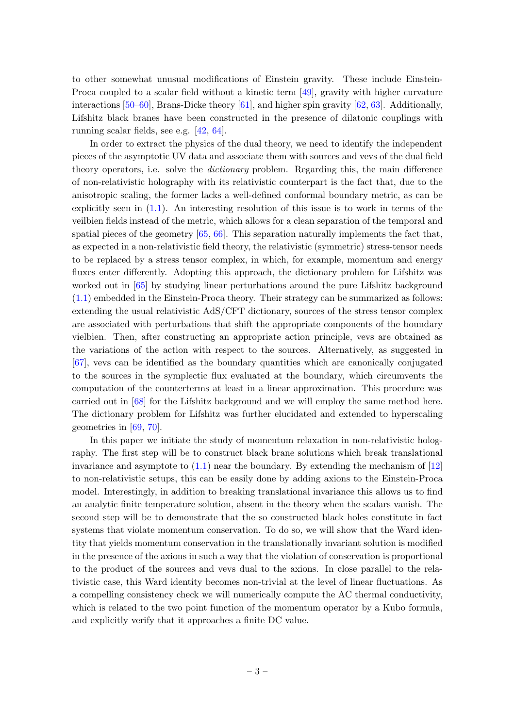to other somewhat unusual modifications of Einstein gravity. These include Einstein-Proca coupled to a scalar field without a kinetic term [49], gravity with higher curvature interactions [50–60], Brans-Dicke theory [61], and higher spin gravity [62, 63]. Additionally, Lifshitz black branes have been constructed in the presence of dilatonic couplings with running scalar fields, see e.g. [42, 64].

In order to extract the physics of the dual theory, we need to identify the independent pieces of the asymptotic UV data and associate them with sources and vevs of the dual field theory operators, i.e. solve the *dictionary* problem. Regarding this, the main difference of non-relativistic holography with its relativistic counterpart is the fact that, due to the anisotropic scaling, the former lacks a well-defined conformal boundary metric, as can be explicitly seen in (1.1). An interesting resolution of this issue is to work in terms of the veilbien fields instead of the metric, which allows for a clean separation of the temporal and spatial pieces of the geometry [65, 66]. This separation naturally implements the fact that, as expected in a non-relativistic field theory, the relativistic (symmetric) stress-tensor needs to be replaced by a stress tensor complex, in which, for example, momentum and energy fluxes enter differently. Adopting this approach, the dictionary problem for Lifshitz was worked out in [65] by studying linear perturbations around the pure Lifshitz background (1.1) embedded in the Einstein-Proca theory. Their strategy can be summarized as follows: extending the usual relativistic AdS/CFT dictionary, sources of the stress tensor complex are associated with perturbations that shift the appropriate components of the boundary vielbien. Then, after constructing an appropriate action principle, vevs are obtained as the variations of the action with respect to the sources. Alternatively, as suggested in [67], vevs can be identified as the boundary quantities which are canonically conjugated to the sources in the symplectic flux evaluated at the boundary, which circumvents the computation of the counterterms at least in a linear approximation. This procedure was carried out in [68] for the Lifshitz background and we will employ the same method here. The dictionary problem for Lifshitz was further elucidated and extended to hyperscaling geometries in [69, 70].

In this paper we initiate the study of momentum relaxation in non-relativistic holography. The first step will be to construct black brane solutions which break translational invariance and asymptote to (1.1) near the boundary. By extending the mechanism of [12] to non-relativistic setups, this can be easily done by adding axions to the Einstein-Proca model. Interestingly, in addition to breaking translational invariance this allows us to find an analytic finite temperature solution, absent in the theory when the scalars vanish. The second step will be to demonstrate that the so constructed black holes constitute in fact systems that violate momentum conservation. To do so, we will show that the Ward identity that yields momentum conservation in the translationally invariant solution is modified in the presence of the axions in such a way that the violation of conservation is proportional to the product of the sources and vevs dual to the axions. In close parallel to the relativistic case, this Ward identity becomes non-trivial at the level of linear fluctuations. As a compelling consistency check we will numerically compute the AC thermal conductivity, which is related to the two point function of the momentum operator by a Kubo formula, and explicitly verify that it approaches a finite DC value.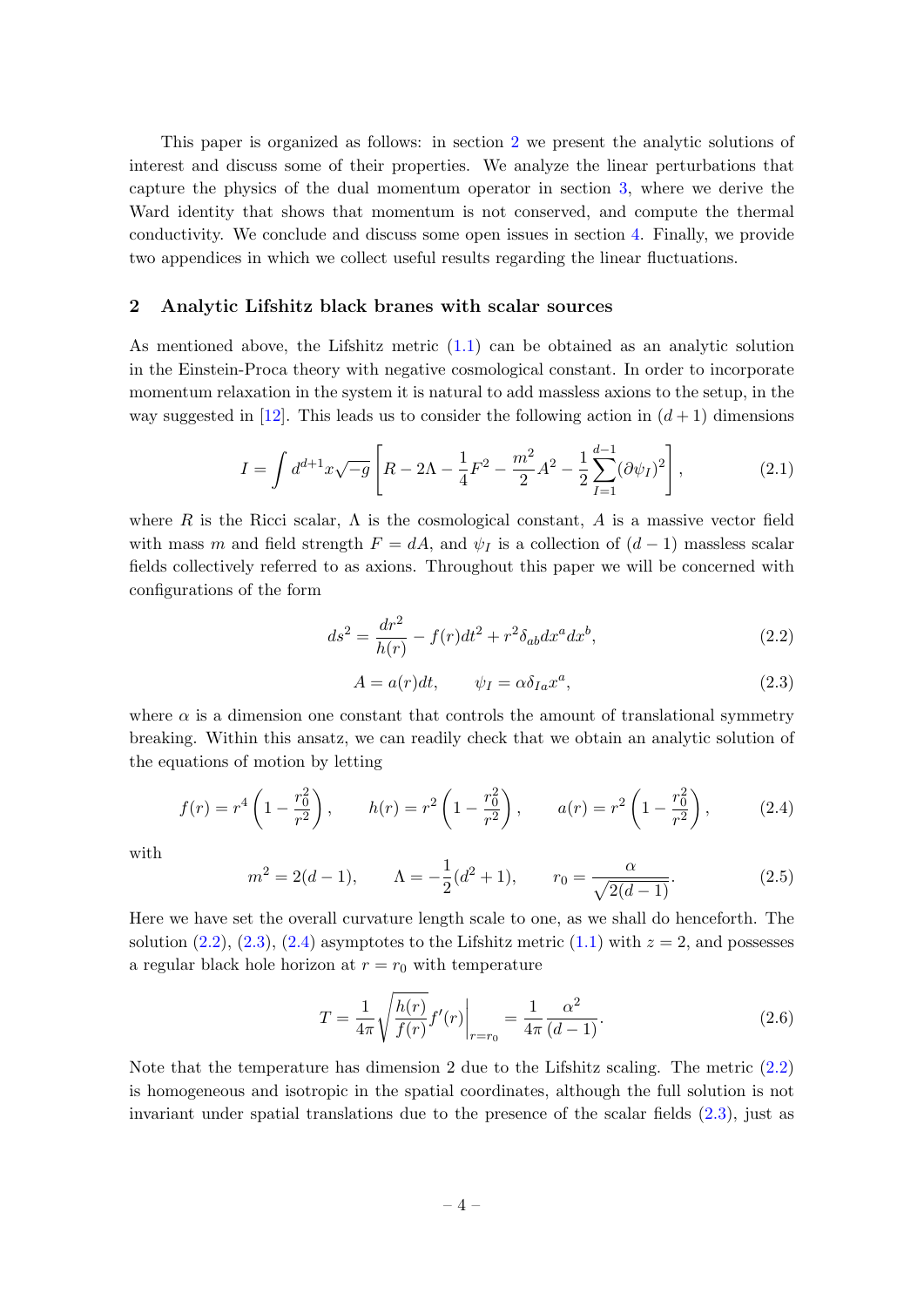This paper is organized as follows: in section 2 we present the analytic solutions of interest and discuss some of their properties. We analyze the linear perturbations that capture the physics of the dual momentum operator in section 3, where we derive the Ward identity that shows that momentum is not conserved, and compute the thermal conductivity. We conclude and discuss some open issues in section 4. Finally, we provide two appendices in which we collect useful results regarding the linear fluctuations.

## 2 Analytic Lifshitz black branes with scalar sources

As mentioned above, the Lifshitz metric (1.1) can be obtained as an analytic solution in the Einstein-Proca theory with negative cosmological constant. In order to incorporate momentum relaxation in the system it is natural to add massless axions to the setup, in the way suggested in [12]. This leads us to consider the following action in $(d+1)$ dimensions

$$I = \int d^{d+1}x\sqrt{-g}\left[R - 2\Lambda - \frac{1}{4}F^2 - \frac{m^2}{2}A^2 - \frac{1}{2}\sum_{I=1}^{d-1}(\partial\psi_I)^2\right], \tag{2.1}$$

where $R$ is the Ricci scalar, $\Lambda$ is the cosmological constant, $A$ is a massive vector field with mass $m$ and field strength $F = dA$, and $\psi_I$ is a collection of $(d-1)$ massless scalar fields collectively referred to as axions. Throughout this paper we will be concerned with configurations of the form

$$ds^2 = \frac{dr^2}{h(r)} - f(r)dt^2 + r^2\delta_{ab}dx^a dx^b, \tag{2.2}$$

$$A = a(r)dt, \qquad \psi_I = \alpha\delta_{Ia}x^a, \tag{2.3}$$

where $\alpha$ is a dimension one constant that controls the amount of translational symmetry breaking. Within this ansatz, we can readily check that we obtain an analytic solution of the equations of motion by letting

$$f(r) = r^4\left(1 - \frac{r_0^2}{r^2}\right), \qquad h(r) = r^2\left(1 - \frac{r_0^2}{r^2}\right), \qquad a(r) = r^2\left(1 - \frac{r_0^2}{r^2}\right), \tag{2.4}$$

with

$$m^2 = 2(d-1), \qquad \Lambda = -\frac{1}{2}(d^2+1), \qquad r_0 = \frac{\alpha}{\sqrt{2(d-1)}}. \tag{2.5}$$

Here we have set the overall curvature length scale to one, as we shall do henceforth. The solution (2.2), (2.3), (2.4) asymptotes to the Lifshitz metric (1.1) with $z = 2$, and possesses a regular black hole horizon at $r = r_0$ with temperature

$$T = \frac{1}{4\pi}\sqrt{\frac{h(r)}{f(r)}}f'(r)\bigg|_{r=r_0} = \frac{1}{4\pi}\frac{\alpha^2}{(d-1)}. \tag{2.6}$$

Note that the temperature has dimension 2 due to the Lifshitz scaling. The metric (2.2) is homogeneous and isotropic in the spatial coordinates, although the full solution is not invariant under spatial translations due to the presence of the scalar fields (2.3), just as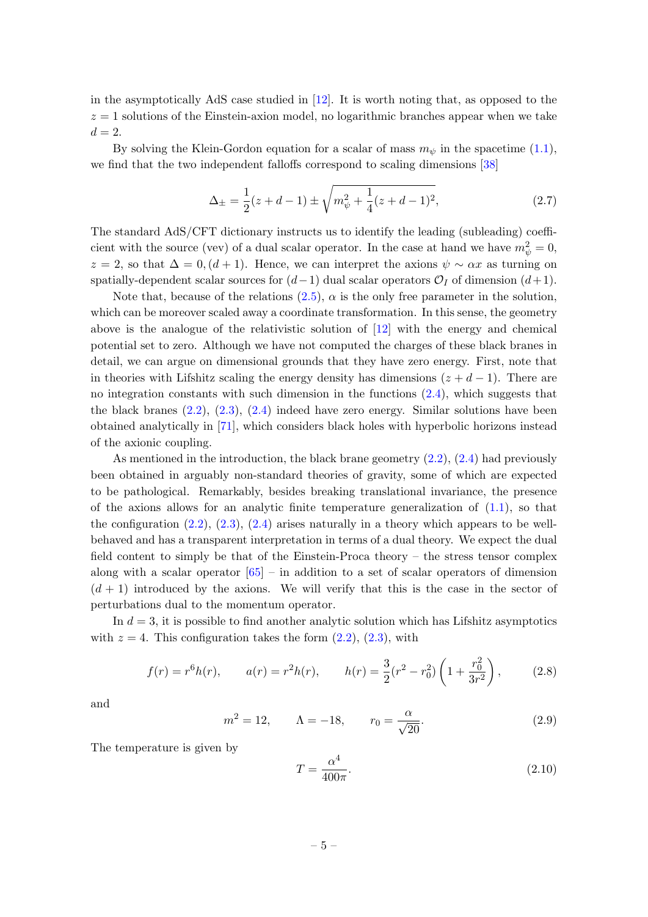in the asymptotically AdS case studied in [12]. It is worth noting that, as opposed to the $z = 1$ solutions of the Einstein-axion model, no logarithmic branches appear when we take $d = 2$.

By solving the Klein-Gordon equation for a scalar of mass $m_\psi$ in the spacetime (1.1), we find that the two independent falloffs correspond to scaling dimensions [38]

$$\Delta_\pm = \frac{1}{2}(z + d - 1) \pm \sqrt{m_\psi^2 + \frac{1}{4}(z + d - 1)^2}, \tag{2.7}$$

The standard AdS/CFT dictionary instructs us to identify the leading (subleading) coefficient with the source (vev) of a dual scalar operator. In the case at hand we have $m_\psi^2 = 0$, $z = 2$, so that $\Delta = 0, (d + 1)$. Hence, we can interpret the axions $\psi \sim \alpha x$ as turning on spatially-dependent scalar sources for $(d-1)$ dual scalar operators $\mathcal{O}_I$ of dimension $(d+1)$.

Note that, because of the relations (2.5), $\alpha$ is the only free parameter in the solution, which can be moreover scaled away a coordinate transformation. In this sense, the geometry above is the analogue of the relativistic solution of [12] with the energy and chemical potential set to zero. Although we have not computed the charges of these black branes in detail, we can argue on dimensional grounds that they have zero energy. First, note that in theories with Lifshitz scaling the energy density has dimensions $(z + d - 1)$. There are no integration constants with such dimension in the functions (2.4), which suggests that the black branes (2.2), (2.3), (2.4) indeed have zero energy. Similar solutions have been obtained analytically in [71], which considers black holes with hyperbolic horizons instead of the axionic coupling.

As mentioned in the introduction, the black brane geometry (2.2), (2.4) had previously been obtained in arguably non-standard theories of gravity, some of which are expected to be pathological. Remarkably, besides breaking translational invariance, the presence of the axions allows for an analytic finite temperature generalization of (1.1), so that the configuration (2.2), (2.3), (2.4) arises naturally in a theory which appears to be well-behaved and has a transparent interpretation in terms of a dual theory. We expect the dual field content to simply be that of the Einstein-Proca theory – the stress tensor complex along with a scalar operator [65] – in addition to a set of scalar operators of dimension $(d + 1)$ introduced by the axions. We will verify that this is the case in the sector of perturbations dual to the momentum operator.

In $d = 3$, it is possible to find another analytic solution which has Lifshitz asymptotics with $z = 4$. This configuration takes the form (2.2), (2.3), with

$$f(r) = r^6 h(r), \qquad a(r) = r^2 h(r), \qquad h(r) = \frac{3}{2}(r^2 - r_0^2)\left(1 + \frac{r_0^2}{3r^2}\right), \tag{2.8}$$

and

$$m^2 = 12, \qquad \Lambda = -18, \qquad r_0 = \frac{\alpha}{\sqrt{20}}. \tag{2.9}$$

The temperature is given by

$$T = \frac{\alpha^4}{400\pi}. \tag{2.10}$$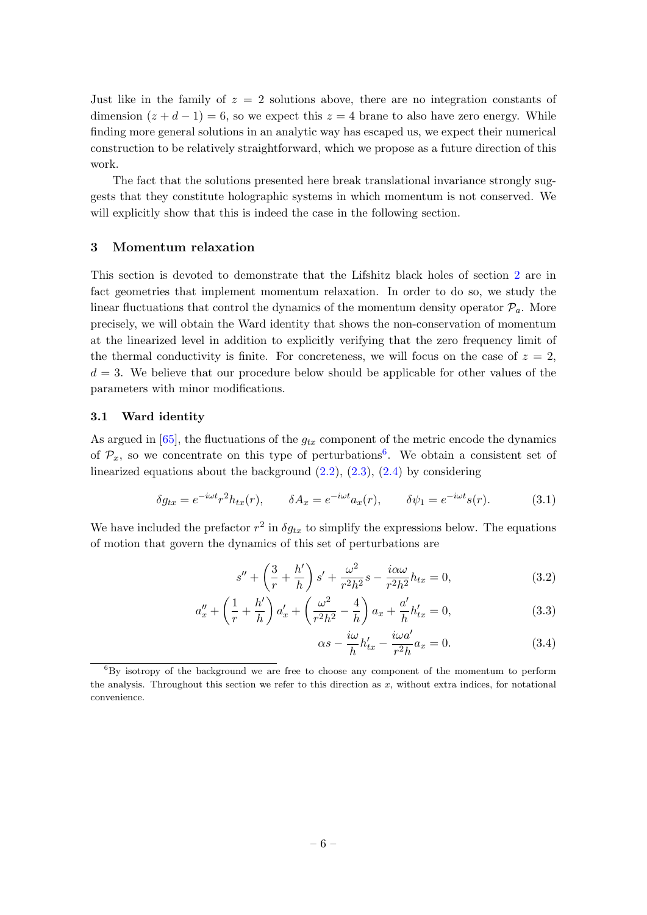Just like in the family of $z = 2$ solutions above, there are no integration constants of dimension $(z + d - 1) = 6$, so we expect this $z = 4$ brane to also have zero energy. While finding more general solutions in an analytic way has escaped us, we expect their numerical construction to be relatively straightforward, which we propose as a future direction of this work.

The fact that the solutions presented here break translational invariance strongly suggests that they constitute holographic systems in which momentum is not conserved. We will explicitly show that this is indeed the case in the following section.

## 3 Momentum relaxation

This section is devoted to demonstrate that the Lifshitz black holes of section 2 are in fact geometries that implement momentum relaxation. In order to do so, we study the linear fluctuations that control the dynamics of the momentum density operator $\mathcal{P}_a$. More precisely, we will obtain the Ward identity that shows the non-conservation of momentum at the linearized level in addition to explicitly verifying that the zero frequency limit of the thermal conductivity is finite. For concreteness, we will focus on the case of $z = 2$, $d = 3$. We believe that our procedure below should be applicable for other values of the parameters with minor modifications.

### 3.1 Ward identity

As argued in [65], the fluctuations of the $g_{tx}$ component of the metric encode the dynamics of $\mathcal{P}_x$, so we concentrate on this type of perturbations[6]. We obtain a consistent set of linearized equations about the background (2.2), (2.3), (2.4) by considering

$$\delta g_{tx} = e^{-i\omega t} r^2 h_{tx}(r), \qquad \delta A_x = e^{-i\omega t} a_x(r), \qquad \delta\psi_1 = e^{-i\omega t} s(r). \tag{3.1}$$

We have included the prefactor $r^2$ in $\delta g_{tx}$ to simplify the expressions below. The equations of motion that govern the dynamics of this set of perturbations are

$$s'' + \left(\frac{3}{r} + \frac{h'}{h}\right) s' + \frac{\omega^2}{r^2 h^2} s - \frac{i\alpha\omega}{r^2 h^2} h_{tx} = 0, \tag{3.2}$$

$$a_x'' + \left(\frac{1}{r} + \frac{h'}{h}\right) a_x' + \left(\frac{\omega^2}{r^2 h^2} - \frac{4}{h}\right) a_x + \frac{a'}{h} h_{tx}' = 0, \tag{3.3}$$

$$\alpha s - \frac{i\omega}{h} h_{tx}' - \frac{i\omega a'}{r^2 h} a_x = 0. \tag{3.4}$$

[6] By isotropy of the background we are free to choose any component of the momentum to perform the analysis. Throughout this section we refer to this direction as $x$, without extra indices, for notational convenience.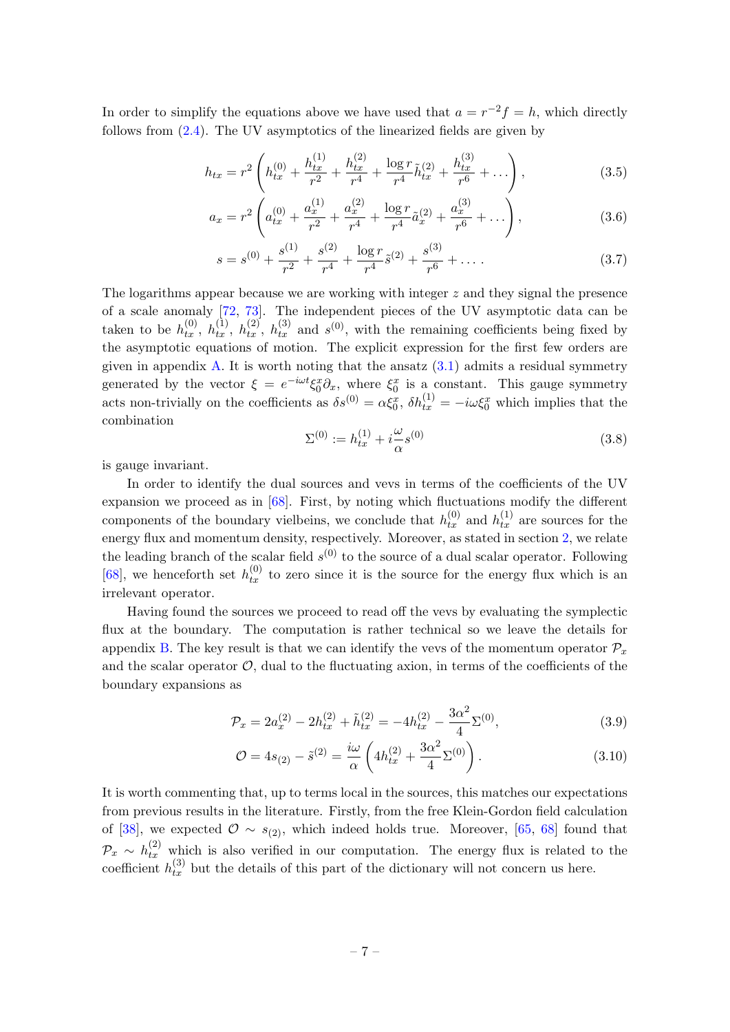In order to simplify the equations above we have used that $a = r^{-2} f = h$, which directly follows from (2.4). The UV asymptotics of the linearized fields are given by

$$h_{tx} = r^2 \left( h_{tx}^{(0)} + \frac{h_{tx}^{(1)}}{r^2} + \frac{h_{tx}^{(2)}}{r^4} + \frac{\log r}{r^4} \tilde{h}_{tx}^{(2)} + \frac{h_{tx}^{(3)}}{r^6} + \dots \right), \tag{3.5}$$

$$a_x = r^2 \left( a_{tx}^{(0)} + \frac{a_x^{(1)}}{r^2} + \frac{a_x^{(2)}}{r^4} + \frac{\log r}{r^4} \tilde{a}_x^{(2)} + \frac{a_x^{(3)}}{r^6} + \dots \right), \tag{3.6}$$

$$s = s^{(0)} + \frac{s^{(1)}}{r^2} + \frac{s^{(2)}}{r^4} + \frac{\log r}{r^4} \tilde{s}^{(2)} + \frac{s^{(3)}}{r^6} + \dots . \tag{3.7}$$

The logarithms appear because we are working with integer $z$ and they signal the presence of a scale anomaly [72, 73]. The independent pieces of the UV asymptotic data can be taken to be $h_{tx}^{(0)}$, $h_{tx}^{(1)}$, $h_{tx}^{(2)}$, $h_{tx}^{(3)}$ and $s^{(0)}$, with the remaining coefficients being fixed by the asymptotic equations of motion. The explicit expression for the first few orders are given in appendix A. It is worth noting that the ansatz (3.1) admits a residual symmetry generated by the vector $\xi = e^{-i\omega t}\xi_0^x \partial_x$, where $\xi_0^x$ is a constant. This gauge symmetry acts non-trivially on the coefficients as $\delta s^{(0)} = \alpha \xi_0^x$, $\delta h_{tx}^{(1)} = -i\omega \xi_0^x$ which implies that the combination

$$\Sigma^{(0)} := h_{tx}^{(1)} + i\frac{\omega}{\alpha} s^{(0)} \tag{3.8}$$

is gauge invariant.

In order to identify the dual sources and vevs in terms of the coefficients of the UV expansion we proceed as in [68]. First, by noting which fluctuations modify the different components of the boundary vielbeins, we conclude that $h_{tx}^{(0)}$ and $h_{tx}^{(1)}$ are sources for the energy flux and momentum density, respectively. Moreover, as stated in section 2, we relate the leading branch of the scalar field $s^{(0)}$ to the source of a dual scalar operator. Following [68], we henceforth set $h_{tx}^{(0)}$ to zero since it is the source for the energy flux which is an irrelevant operator.

Having found the sources we proceed to read off the vevs by evaluating the symplectic flux at the boundary. The computation is rather technical so we leave the details for appendix B. The key result is that we can identify the vevs of the momentum operator $\mathcal{P}_x$ and the scalar operator $\mathcal{O}$, dual to the fluctuating axion, in terms of the coefficients of the boundary expansions as

$$\mathcal{P}_x = 2a_x^{(2)} - 2h_{tx}^{(2)} + \tilde{h}_{tx}^{(2)} = -4h_{tx}^{(2)} - \frac{3\alpha^2}{4}\Sigma^{(0)}, \tag{3.9}$$

$$\mathcal{O} = 4s_{(2)} - \tilde{s}^{(2)} = \frac{i\omega}{\alpha}\left(4h_{tx}^{(2)} + \frac{3\alpha^2}{4}\Sigma^{(0)}\right). \tag{3.10}$$

It is worth commenting that, up to terms local in the sources, this matches our expectations from previous results in the literature. Firstly, from the free Klein-Gordon field calculation of [38], we expected $\mathcal{O} \sim s_{(2)}$, which indeed holds true. Moreover, [65, 68] found that $\mathcal{P}_x \sim h_{tx}^{(2)}$ which is also verified in our computation. The energy flux is related to the coefficient $h_{tx}^{(3)}$ but the details of this part of the dictionary will not concern us here.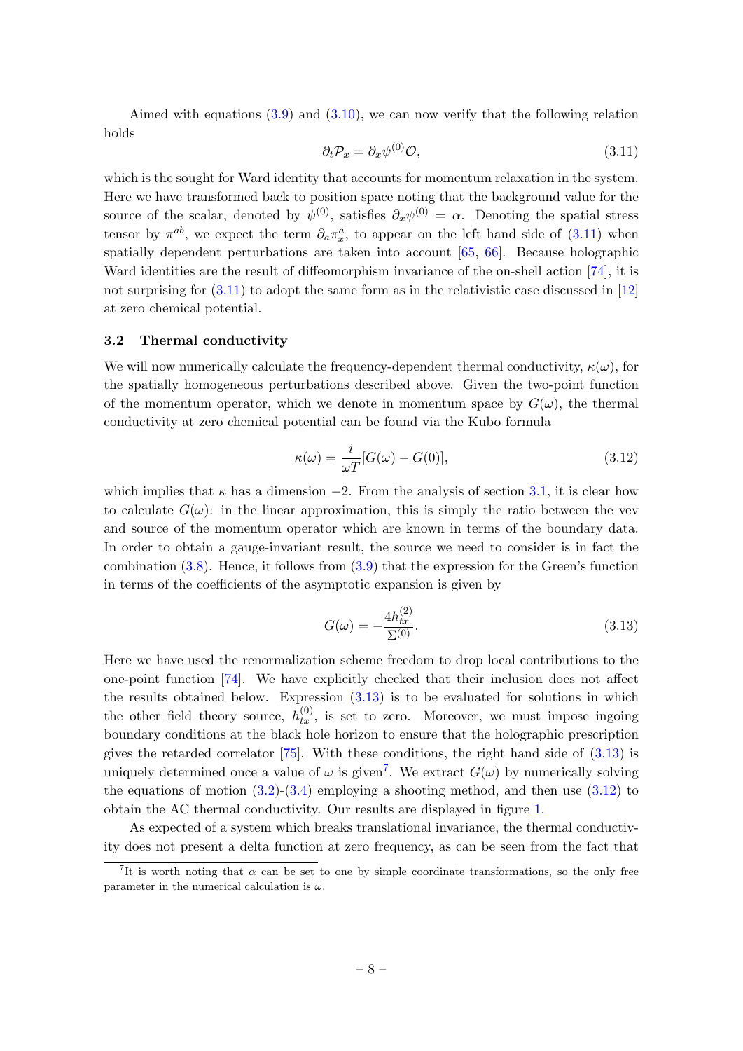Aimed with equations (3.9) and (3.10), we can now verify that the following relation holds

$$\partial_t \mathcal{P}_x = \partial_x \psi^{(0)} \mathcal{O}, \tag{3.11}$$

which is the sought for Ward identity that accounts for momentum relaxation in the system. Here we have transformed back to position space noting that the background value for the source of the scalar, denoted by $\psi^{(0)}$, satisfies $\partial_x \psi^{(0)} = \alpha$. Denoting the spatial stress tensor by $\pi^{ab}$, we expect the term $\partial_a \pi^a_x$, to appear on the left hand side of (3.11) when spatially dependent perturbations are taken into account [65, 66]. Because holographic Ward identities are the result of diffeomorphism invariance of the on-shell action [74], it is not surprising for (3.11) to adopt the same form as in the relativistic case discussed in [12] at zero chemical potential.

### 3.2 Thermal conductivity

We will now numerically calculate the frequency-dependent thermal conductivity, $\kappa(\omega)$, for the spatially homogeneous perturbations described above. Given the two-point function of the momentum operator, which we denote in momentum space by $G(\omega)$, the thermal conductivity at zero chemical potential can be found via the Kubo formula

$$\kappa(\omega) = \frac{i}{\omega T}[G(\omega) - G(0)], \tag{3.12}$$

which implies that $\kappa$ has a dimension $-2$. From the analysis of section 3.1, it is clear how to calculate $G(\omega)$: in the linear approximation, this is simply the ratio between the vev and source of the momentum operator which are known in terms of the boundary data. In order to obtain a gauge-invariant result, the source we need to consider is in fact the combination (3.8). Hence, it follows from (3.9) that the expression for the Green's function in terms of the coefficients of the asymptotic expansion is given by

$$G(\omega) = -\frac{4h^{(2)}_{tx}}{\Sigma^{(0)}}. \tag{3.13}$$

Here we have used the renormalization scheme freedom to drop local contributions to the one-point function [74]. We have explicitly checked that their inclusion does not affect the results obtained below. Expression (3.13) is to be evaluated for solutions in which the other field theory source, $h^{(0)}_{tx}$, is set to zero. Moreover, we must impose ingoing boundary conditions at the black hole horizon to ensure that the holographic prescription gives the retarded correlator [75]. With these conditions, the right hand side of (3.13) is uniquely determined once a value of $\omega$ is given[7]. We extract $G(\omega)$ by numerically solving the equations of motion (3.2)-(3.4) employing a shooting method, and then use (3.12) to obtain the AC thermal conductivity. Our results are displayed in figure 1.

As expected of a system which breaks translational invariance, the thermal conductivity does not present a delta function at zero frequency, as can be seen from the fact that

[7]It is worth noting that $\alpha$ can be set to one by simple coordinate transformations, so the only free parameter in the numerical calculation is $\omega$.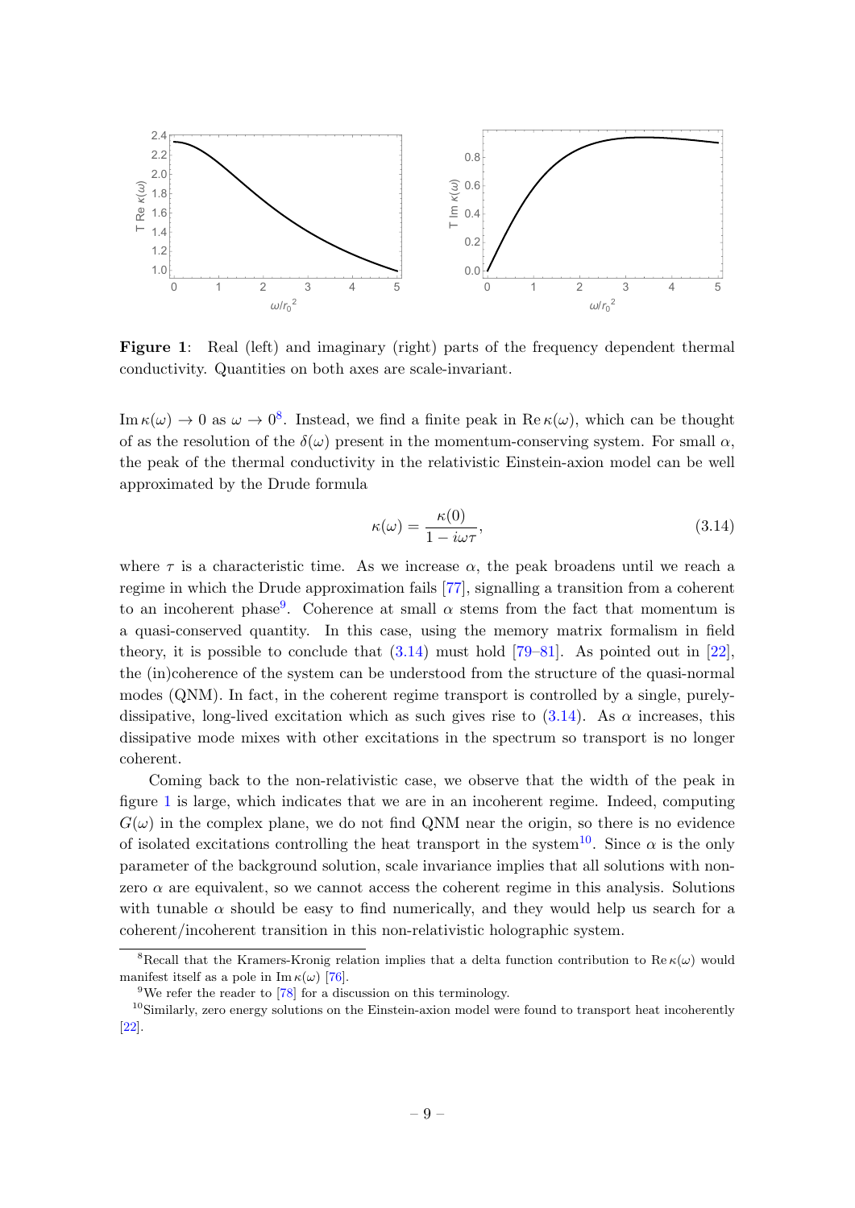**Figure 1**: Real (left) and imaginary (right) parts of the frequency dependent thermal conductivity. Quantities on both axes are scale-invariant.

$\mathrm{Im}\,\kappa(\omega) \to 0$ as $\omega \to 0$[8]. Instead, we find a finite peak in $\mathrm{Re}\,\kappa(\omega)$, which can be thought of as the resolution of the $\delta(\omega)$ present in the momentum-conserving system. For small $\alpha$, the peak of the thermal conductivity in the relativistic Einstein-axion model can be well approximated by the Drude formula

$$\kappa(\omega) = \frac{\kappa(0)}{1 - i\omega\tau}, \tag{3.14}$$

where $\tau$ is a characteristic time. As we increase $\alpha$, the peak broadens until we reach a regime in which the Drude approximation fails [77], signalling a transition from a coherent to an incoherent phase[9]. Coherence at small $\alpha$ stems from the fact that momentum is a quasi-conserved quantity. In this case, using the memory matrix formalism in field theory, it is possible to conclude that (3.14) must hold [79–81]. As pointed out in [22], the (in)coherence of the system can be understood from the structure of the quasi-normal modes (QNM). In fact, in the coherent regime transport is controlled by a single, purely-dissipative, long-lived excitation which as such gives rise to (3.14). As $\alpha$ increases, this dissipative mode mixes with other excitations in the spectrum so transport is no longer coherent.

Coming back to the non-relativistic case, we observe that the width of the peak in figure 1 is large, which indicates that we are in an incoherent regime. Indeed, computing $G(\omega)$ in the complex plane, we do not find QNM near the origin, so there is no evidence of isolated excitations controlling the heat transport in the system[10]. Since $\alpha$ is the only parameter of the background solution, scale invariance implies that all solutions with non-zero $\alpha$ are equivalent, so we cannot access the coherent regime in this analysis. Solutions with tunable $\alpha$ should be easy to find numerically, and they would help us search for a coherent/incoherent transition in this non-relativistic holographic system.

[8] Recall that the Kramers-Kronig relation implies that a delta function contribution to $\mathrm{Re}\,\kappa(\omega)$ would manifest itself as a pole in $\mathrm{Im}\,\kappa(\omega)$ [76].

[9] We refer the reader to [78] for a discussion on this terminology.

[10] Similarly, zero energy solutions on the Einstein-axion model were found to transport heat incoherently [22].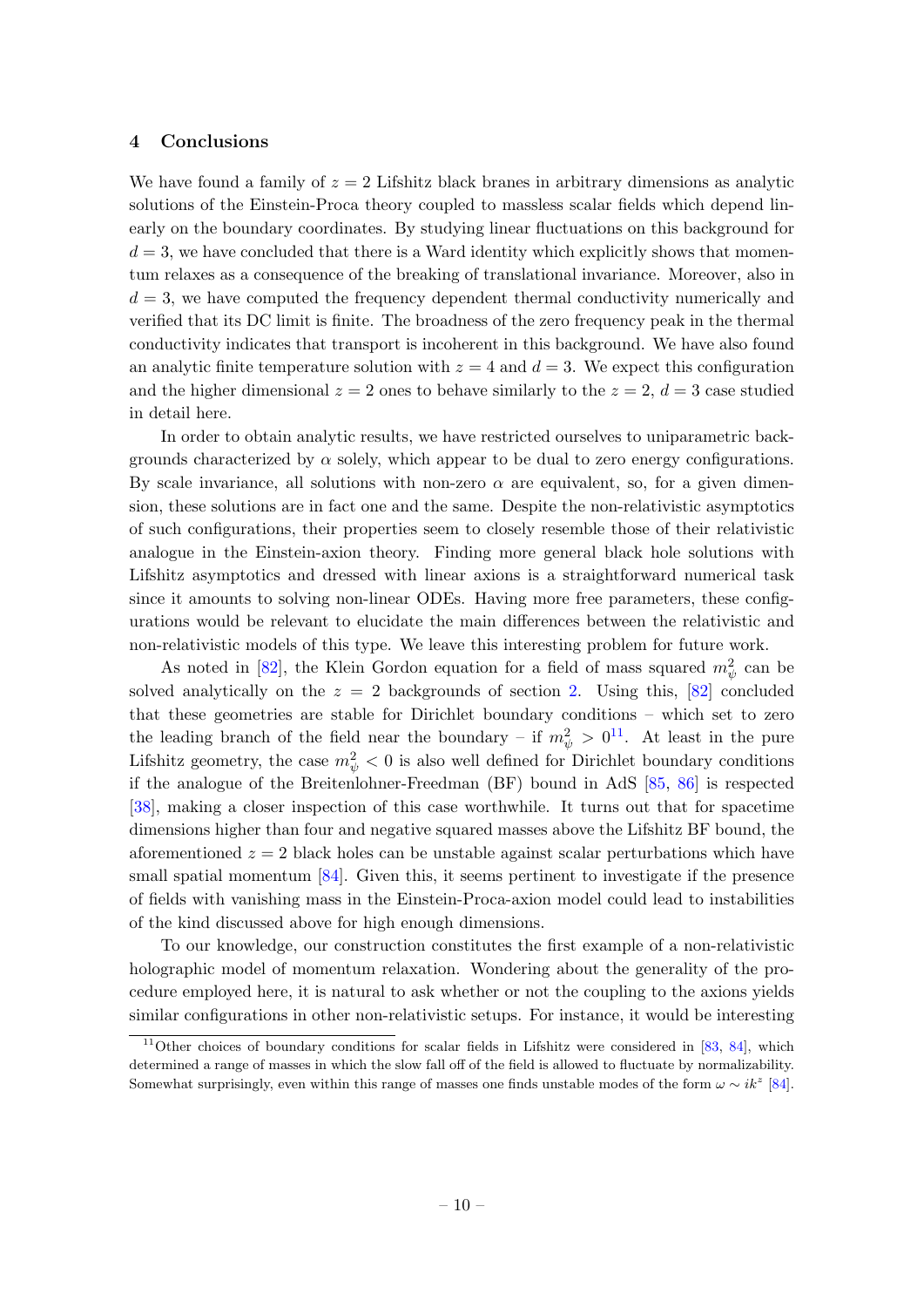## 4 Conclusions

We have found a family of $z = 2$ Lifshitz black branes in arbitrary dimensions as analytic solutions of the Einstein-Proca theory coupled to massless scalar fields which depend linearly on the boundary coordinates. By studying linear fluctuations on this background for $d = 3$, we have concluded that there is a Ward identity which explicitly shows that momentum relaxes as a consequence of the breaking of translational invariance. Moreover, also in $d = 3$, we have computed the frequency dependent thermal conductivity numerically and verified that its DC limit is finite. The broadness of the zero frequency peak in the thermal conductivity indicates that transport is incoherent in this background. We have also found an analytic finite temperature solution with $z = 4$ and $d = 3$. We expect this configuration and the higher dimensional $z = 2$ ones to behave similarly to the $z = 2$, $d = 3$ case studied in detail here.

In order to obtain analytic results, we have restricted ourselves to uniparametric backgrounds characterized by $\alpha$ solely, which appear to be dual to zero energy configurations. By scale invariance, all solutions with non-zero $\alpha$ are equivalent, so, for a given dimension, these solutions are in fact one and the same. Despite the non-relativistic asymptotics of such configurations, their properties seem to closely resemble those of their relativistic analogue in the Einstein-axion theory. Finding more general black hole solutions with Lifshitz asymptotics and dressed with linear axions is a straightforward numerical task since it amounts to solving non-linear ODEs. Having more free parameters, these configurations would be relevant to elucidate the main differences between the relativistic and non-relativistic models of this type. We leave this interesting problem for future work.

As noted in [82], the Klein Gordon equation for a field of mass squared $m_\psi^2$ can be solved analytically on the $z = 2$ backgrounds of section 2. Using this, [82] concluded that these geometries are stable for Dirichlet boundary conditions – which set to zero the leading branch of the field near the boundary – if $m_\psi^2 > 0$[11]. At least in the pure Lifshitz geometry, the case $m_\psi^2 < 0$ is also well defined for Dirichlet boundary conditions if the analogue of the Breitenlohner-Freedman (BF) bound in AdS [85, 86] is respected [38], making a closer inspection of this case worthwhile. It turns out that for spacetime dimensions higher than four and negative squared masses above the Lifshitz BF bound, the aforementioned $z = 2$ black holes can be unstable against scalar perturbations which have small spatial momentum [84]. Given this, it seems pertinent to investigate if the presence of fields with vanishing mass in the Einstein-Proca-axion model could lead to instabilities of the kind discussed above for high enough dimensions.

To our knowledge, our construction constitutes the first example of a non-relativistic holographic model of momentum relaxation. Wondering about the generality of the procedure employed here, it is natural to ask whether or not the coupling to the axions yields similar configurations in other non-relativistic setups. For instance, it would be interesting

[11] Other choices of boundary conditions for scalar fields in Lifshitz were considered in [83, 84], which determined a range of masses in which the slow fall off of the field is allowed to fluctuate by normalizability. Somewhat surprisingly, even within this range of masses one finds unstable modes of the form $\omega \sim ik^z$ [84].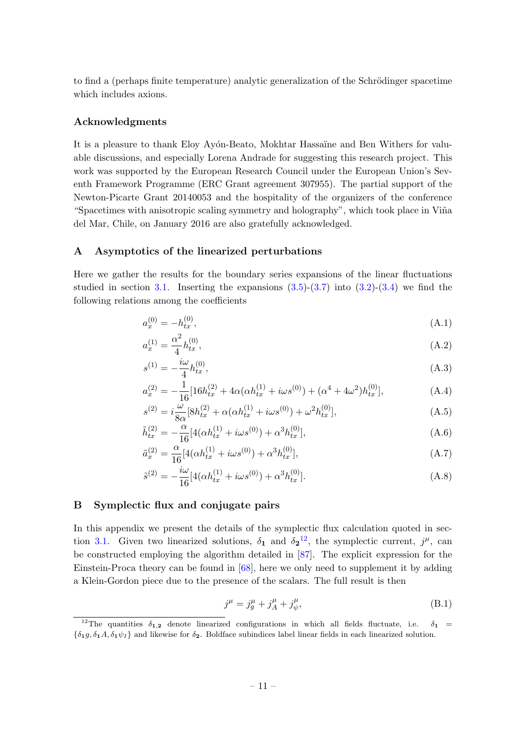to find a (perhaps finite temperature) analytic generalization of the Schrödinger spacetime which includes axions.

### Acknowledgments

It is a pleasure to thank Eloy Ayón-Beato, Mokhtar Hassaïne and Ben Withers for valuable discussions, and especially Lorena Andrade for suggesting this research project. This work was supported by the European Research Council under the European Union's Seventh Framework Programme (ERC Grant agreement 307955). The partial support of the Newton-Picarte Grant 20140053 and the hospitality of the organizers of the conference "Spacetimes with anisotropic scaling symmetry and holography", which took place in Viña del Mar, Chile, on January 2016 are also gratefully acknowledged.

## A Asymptotics of the linearized perturbations

Here we gather the results for the boundary series expansions of the linear fluctuations studied in section 3.1. Inserting the expansions (3.5)-(3.7) into (3.2)-(3.4) we find the following relations among the coefficients

$$a_x^{(0)} = -h_{tx}^{(0)}, \tag{A.1}$$

$$a_x^{(1)} = \frac{\alpha^2}{4} h_{tx}^{(0)}, \tag{A.2}$$

$$s^{(1)} = -\frac{i\omega}{4} h_{tx}^{(0)}, \tag{A.3}$$

$$a_x^{(2)} = -\frac{1}{16}[16h_{tx}^{(2)} + 4\alpha(\alpha h_{tx}^{(1)} + i\omega s^{(0)}) + (\alpha^4 + 4\omega^2)h_{tx}^{(0)}], \tag{A.4}$$

$$s^{(2)} = i\frac{\omega}{8\alpha}[8h_{tx}^{(2)} + \alpha(\alpha h_{tx}^{(1)} + i\omega s^{(0)}) + \omega^2 h_{tx}^{(0)}], \tag{A.5}$$

$$\tilde{h}_{tx}^{(2)} = -\frac{\alpha}{16}[4(\alpha h_{tx}^{(1)} + i\omega s^{(0)}) + \alpha^3 h_{tx}^{(0)}], \tag{A.6}$$

$$\tilde{a}_x^{(2)} = \frac{\alpha}{16}[4(\alpha h_{tx}^{(1)} + i\omega s^{(0)}) + \alpha^3 h_{tx}^{(0)}], \tag{A.7}$$

$$\tilde{s}^{(2)} = -\frac{i\omega}{16}[4(\alpha h_{tx}^{(1)} + i\omega s^{(0)}) + \alpha^3 h_{tx}^{(0)}]. \tag{A.8}$$

## B Symplectic flux and conjugate pairs

In this appendix we present the details of the symplectic flux calculation quoted in section 3.1. Given two linearized solutions, $\delta_{\mathbf{1}}$ and $\delta_{\mathbf{2}}$[12], the symplectic current, $j^\mu$, can be constructed employing the algorithm detailed in [87]. The explicit expression for the Einstein-Proca theory can be found in [68], here we only need to supplement it by adding a Klein-Gordon piece due to the presence of the scalars. The full result is then

$$j^\mu = j_g^\mu + j_A^\mu + j_\psi^\mu, \tag{B.1}$$

[12]The quantities $\delta_{\mathbf{1,2}}$ denote linearized configurations in which all fields fluctuate, i.e. $\delta_{\mathbf{1}} = \{\delta_{\mathbf{1}}g, \delta_{\mathbf{1}}A, \delta_{\mathbf{1}}\psi_I\}$ and likewise for $\delta_{\mathbf{2}}$. Boldface subindices label linear fields in each linearized solution.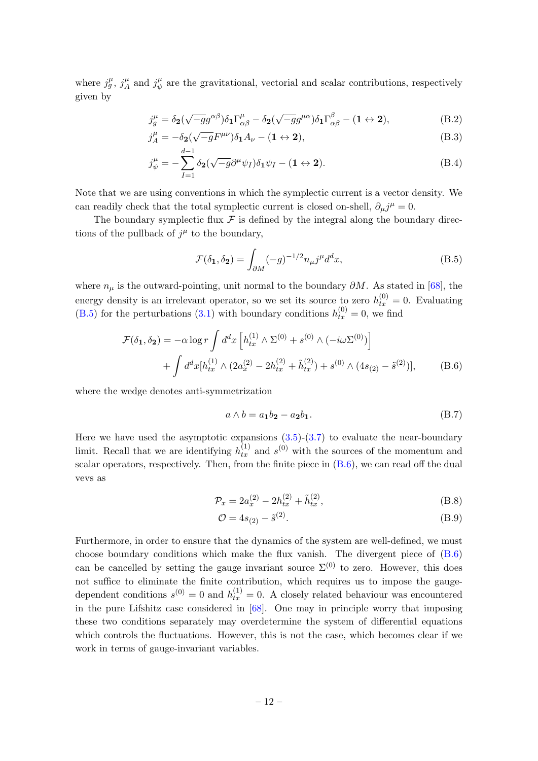where $j_g^\mu$, $j_A^\mu$ and $j_\psi^\mu$ are the gravitational, vectorial and scalar contributions, respectively given by

$$j_g^\mu = \delta_{\mathbf{2}}(\sqrt{-g}g^{\alpha\beta})\delta_{\mathbf{1}}\Gamma^\mu_{\alpha\beta} - \delta_{\mathbf{2}}(\sqrt{-g}g^{\mu\alpha})\delta_{\mathbf{1}}\Gamma^\beta_{\alpha\beta} - (\mathbf{1} \leftrightarrow \mathbf{2}), \tag{B.2}$$

$$j_A^\mu = -\delta_{\mathbf{2}}(\sqrt{-g}F^{\mu\nu})\delta_{\mathbf{1}}A_\nu - (\mathbf{1} \leftrightarrow \mathbf{2}), \tag{B.3}$$

$$j_\psi^\mu = -\sum_{I=1}^{d-1}\delta_{\mathbf{2}}(\sqrt{-g}\partial^\mu\psi_I)\delta_{\mathbf{1}}\psi_I - (\mathbf{1} \leftrightarrow \mathbf{2}). \tag{B.4}$$

Note that we are using conventions in which the symplectic current is a vector density. We can readily check that the total symplectic current is closed on-shell, $\partial_\mu j^\mu = 0$.

The boundary symplectic flux $\mathcal{F}$ is defined by the integral along the boundary directions of the pullback of $j^\mu$ to the boundary,

$$\mathcal{F}(\delta_{\mathbf{1}}, \delta_{\mathbf{2}}) = \int_{\partial M}(-g)^{-1/2} n_\mu j^\mu d^d x, \tag{B.5}$$

where $n_\mu$ is the outward-pointing, unit normal to the boundary $\partial M$. As stated in [68], the energy density is an irrelevant operator, so we set its source to zero $h_{tx}^{(0)} = 0$. Evaluating (B.5) for the perturbations (3.1) with boundary conditions $h_{tx}^{(0)} = 0$, we find

$$\begin{aligned}\mathcal{F}(\delta_{\mathbf{1}}, \delta_{\mathbf{2}}) = &-\alpha \log r \int d^d x \left[h_{tx}^{(1)} \wedge \Sigma^{(0)} + s^{(0)} \wedge (-i\omega\Sigma^{(0)})\right] \\ &+ \int d^d x [h_{tx}^{(1)} \wedge (2a_x^{(2)} - 2h_{tx}^{(2)} + \tilde{h}_{tx}^{(2)}) + s^{(0)} \wedge (4s_{(2)} - \tilde{s}^{(2)})],\end{aligned} \tag{B.6}$$

where the wedge denotes anti-symmetrization

$$a \wedge b = a_{\mathbf{1}} b_{\mathbf{2}} - a_{\mathbf{2}} b_{\mathbf{1}}. \tag{B.7}$$

Here we have used the asymptotic expansions (3.5)-(3.7) to evaluate the near-boundary limit. Recall that we are identifying $h_{tx}^{(1)}$ and $s^{(0)}$ with the sources of the momentum and scalar operators, respectively. Then, from the finite piece in (B.6), we can read off the dual vevs as

$$\mathcal{P}_x = 2a_x^{(2)} - 2h_{tx}^{(2)} + \tilde{h}_{tx}^{(2)}, \tag{B.8}$$

$$\mathcal{O} = 4s_{(2)} - \tilde{s}^{(2)}. \tag{B.9}$$

Furthermore, in order to ensure that the dynamics of the system are well-defined, we must choose boundary conditions which make the flux vanish. The divergent piece of (B.6) can be cancelled by setting the gauge invariant source $\Sigma^{(0)}$ to zero. However, this does not suffice to eliminate the finite contribution, which requires us to impose the gauge-dependent conditions $s^{(0)} = 0$ and $h_{tx}^{(1)} = 0$. A closely related behaviour was encountered in the pure Lifshitz case considered in [68]. One may in principle worry that imposing these two conditions separately may overdetermine the system of differential equations which controls the fluctuations. However, this is not the case, which becomes clear if we work in terms of gauge-invariant variables.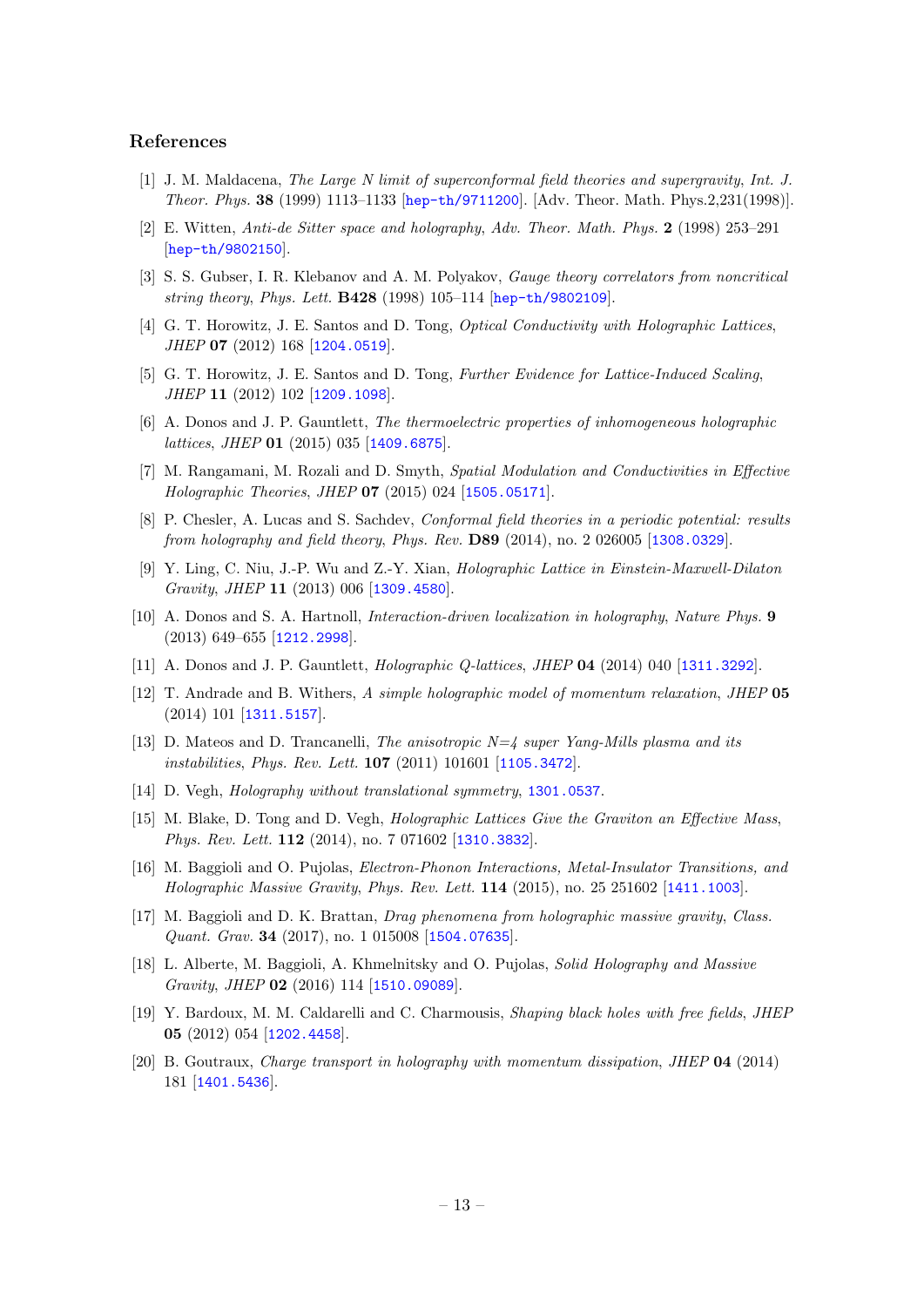## References

[1] J. M. Maldacena, *The Large N limit of superconformal field theories and supergravity*, *Int. J. Theor. Phys.* **38** (1999) 1113–1133 [hep-th/9711200]. [Adv. Theor. Math. Phys.2,231(1998)].

[2] E. Witten, *Anti-de Sitter space and holography*, *Adv. Theor. Math. Phys.* **2** (1998) 253–291 [hep-th/9802150].

[3] S. S. Gubser, I. R. Klebanov and A. M. Polyakov, *Gauge theory correlators from noncritical string theory*, *Phys. Lett.* **B428** (1998) 105–114 [hep-th/9802109].

[4] G. T. Horowitz, J. E. Santos and D. Tong, *Optical Conductivity with Holographic Lattices*, *JHEP* **07** (2012) 168 [1204.0519].

[5] G. T. Horowitz, J. E. Santos and D. Tong, *Further Evidence for Lattice-Induced Scaling*, *JHEP* **11** (2012) 102 [1209.1098].

[6] A. Donos and J. P. Gauntlett, *The thermoelectric properties of inhomogeneous holographic lattices*, *JHEP* **01** (2015) 035 [1409.6875].

[7] M. Rangamani, M. Rozali and D. Smyth, *Spatial Modulation and Conductivities in Effective Holographic Theories*, *JHEP* **07** (2015) 024 [1505.05171].

[8] P. Chesler, A. Lucas and S. Sachdev, *Conformal field theories in a periodic potential: results from holography and field theory*, *Phys. Rev.* **D89** (2014), no. 2 026005 [1308.0329].

[9] Y. Ling, C. Niu, J.-P. Wu and Z.-Y. Xian, *Holographic Lattice in Einstein-Maxwell-Dilaton Gravity*, *JHEP* **11** (2013) 006 [1309.4580].

[10] A. Donos and S. A. Hartnoll, *Interaction-driven localization in holography*, *Nature Phys.* **9** (2013) 649–655 [1212.2998].

[11] A. Donos and J. P. Gauntlett, *Holographic Q-lattices*, *JHEP* **04** (2014) 040 [1311.3292].

[12] T. Andrade and B. Withers, *A simple holographic model of momentum relaxation*, *JHEP* **05** (2014) 101 [1311.5157].

[13] D. Mateos and D. Trancanelli, *The anisotropic N=4 super Yang-Mills plasma and its instabilities*, *Phys. Rev. Lett.* **107** (2011) 101601 [1105.3472].

[14] D. Vegh, *Holography without translational symmetry*, 1301.0537.

[15] M. Blake, D. Tong and D. Vegh, *Holographic Lattices Give the Graviton an Effective Mass*, *Phys. Rev. Lett.* **112** (2014), no. 7 071602 [1310.3832].

[16] M. Baggioli and O. Pujolas, *Electron-Phonon Interactions, Metal-Insulator Transitions, and Holographic Massive Gravity*, *Phys. Rev. Lett.* **114** (2015), no. 25 251602 [1411.1003].

[17] M. Baggioli and D. K. Brattan, *Drag phenomena from holographic massive gravity*, *Class. Quant. Grav.* **34** (2017), no. 1 015008 [1504.07635].

[18] L. Alberte, M. Baggioli, A. Khmelnitsky and O. Pujolas, *Solid Holography and Massive Gravity*, *JHEP* **02** (2016) 114 [1510.09089].

[19] Y. Bardoux, M. M. Caldarelli and C. Charmousis, *Shaping black holes with free fields*, *JHEP* **05** (2012) 054 [1202.4458].

[20] B. Goutraux, *Charge transport in holography with momentum dissipation*, *JHEP* **04** (2014) 181 [1401.5436].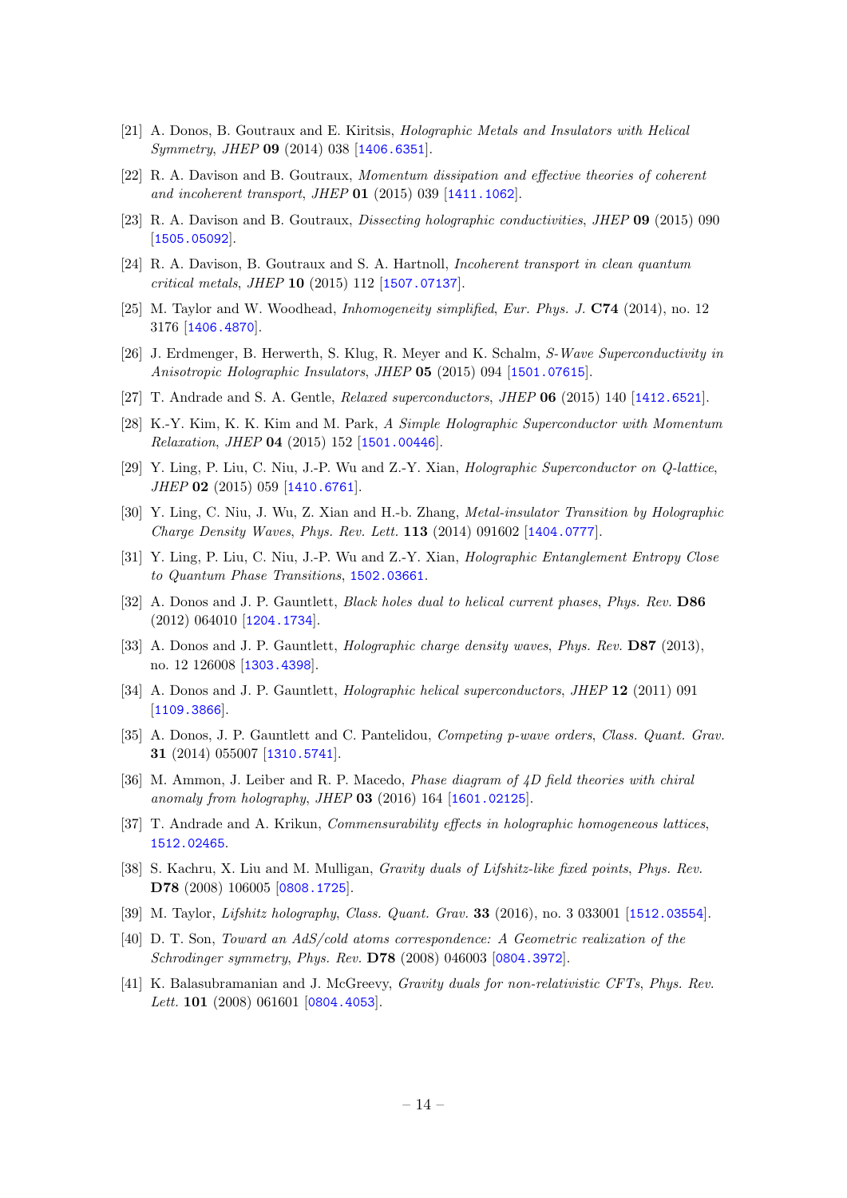[21] A. Donos, B. Goutraux and E. Kiritsis, *Holographic Metals and Insulators with Helical Symmetry*, *JHEP* **09** (2014) 038 [1406.6351].

[22] R. A. Davison and B. Goutraux, *Momentum dissipation and effective theories of coherent and incoherent transport*, *JHEP* **01** (2015) 039 [1411.1062].

[23] R. A. Davison and B. Goutraux, *Dissecting holographic conductivities*, *JHEP* **09** (2015) 090 [1505.05092].

[24] R. A. Davison, B. Goutraux and S. A. Hartnoll, *Incoherent transport in clean quantum critical metals*, *JHEP* **10** (2015) 112 [1507.07137].

[25] M. Taylor and W. Woodhead, *Inhomogeneity simplified*, *Eur. Phys. J.* **C74** (2014), no. 12 3176 [1406.4870].

[26] J. Erdmenger, B. Herwerth, S. Klug, R. Meyer and K. Schalm, *S-Wave Superconductivity in Anisotropic Holographic Insulators*, *JHEP* **05** (2015) 094 [1501.07615].

[27] T. Andrade and S. A. Gentle, *Relaxed superconductors*, *JHEP* **06** (2015) 140 [1412.6521].

[28] K.-Y. Kim, K. K. Kim and M. Park, *A Simple Holographic Superconductor with Momentum Relaxation*, *JHEP* **04** (2015) 152 [1501.00446].

[29] Y. Ling, P. Liu, C. Niu, J.-P. Wu and Z.-Y. Xian, *Holographic Superconductor on Q-lattice*, *JHEP* **02** (2015) 059 [1410.6761].

[30] Y. Ling, C. Niu, J. Wu, Z. Xian and H.-b. Zhang, *Metal-insulator Transition by Holographic Charge Density Waves*, *Phys. Rev. Lett.* **113** (2014) 091602 [1404.0777].

[31] Y. Ling, P. Liu, C. Niu, J.-P. Wu and Z.-Y. Xian, *Holographic Entanglement Entropy Close to Quantum Phase Transitions*, 1502.03661.

[32] A. Donos and J. P. Gauntlett, *Black holes dual to helical current phases*, *Phys. Rev.* **D86** (2012) 064010 [1204.1734].

[33] A. Donos and J. P. Gauntlett, *Holographic charge density waves*, *Phys. Rev.* **D87** (2013), no. 12 126008 [1303.4398].

[34] A. Donos and J. P. Gauntlett, *Holographic helical superconductors*, *JHEP* **12** (2011) 091 [1109.3866].

[35] A. Donos, J. P. Gauntlett and C. Pantelidou, *Competing p-wave orders*, *Class. Quant. Grav.* **31** (2014) 055007 [1310.5741].

[36] M. Ammon, J. Leiber and R. P. Macedo, *Phase diagram of 4D field theories with chiral anomaly from holography*, *JHEP* **03** (2016) 164 [1601.02125].

[37] T. Andrade and A. Krikun, *Commensurability effects in holographic homogeneous lattices*, 1512.02465.

[38] S. Kachru, X. Liu and M. Mulligan, *Gravity duals of Lifshitz-like fixed points*, *Phys. Rev.* **D78** (2008) 106005 [0808.1725].

[39] M. Taylor, *Lifshitz holography*, *Class. Quant. Grav.* **33** (2016), no. 3 033001 [1512.03554].

[40] D. T. Son, *Toward an AdS/cold atoms correspondence: A Geometric realization of the Schrodinger symmetry*, *Phys. Rev.* **D78** (2008) 046003 [0804.3972].

[41] K. Balasubramanian and J. McGreevy, *Gravity duals for non-relativistic CFTs*, *Phys. Rev. Lett.* **101** (2008) 061601 [0804.4053].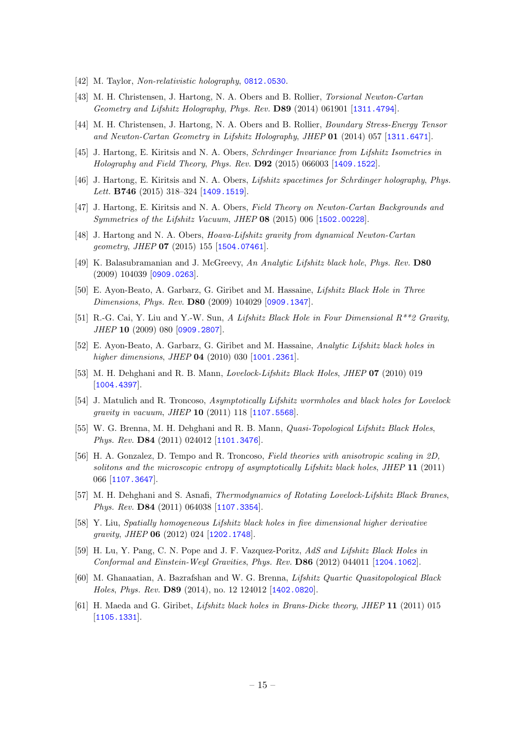[42] M. Taylor, *Non-relativistic holography*, 0812.0530.

[43] M. H. Christensen, J. Hartong, N. A. Obers and B. Rollier, *Torsional Newton-Cartan Geometry and Lifshitz Holography*, *Phys. Rev.* **D89** (2014) 061901 [1311.4794].

[44] M. H. Christensen, J. Hartong, N. A. Obers and B. Rollier, *Boundary Stress-Energy Tensor and Newton-Cartan Geometry in Lifshitz Holography*, *JHEP* **01** (2014) 057 [1311.6471].

[45] J. Hartong, E. Kiritsis and N. A. Obers, *Schrdinger Invariance from Lifshitz Isometries in Holography and Field Theory*, *Phys. Rev.* **D92** (2015) 066003 [1409.1522].

[46] J. Hartong, E. Kiritsis and N. A. Obers, *Lifshitz spacetimes for Schrdinger holography*, *Phys. Lett.* **B746** (2015) 318–324 [1409.1519].

[47] J. Hartong, E. Kiritsis and N. A. Obers, *Field Theory on Newton-Cartan Backgrounds and Symmetries of the Lifshitz Vacuum*, *JHEP* **08** (2015) 006 [1502.00228].

[48] J. Hartong and N. A. Obers, *Hoava-Lifshitz gravity from dynamical Newton-Cartan geometry*, *JHEP* **07** (2015) 155 [1504.07461].

[49] K. Balasubramanian and J. McGreevy, *An Analytic Lifshitz black hole*, *Phys. Rev.* **D80** (2009) 104039 [0909.0263].

[50] E. Ayon-Beato, A. Garbarz, G. Giribet and M. Hassaine, *Lifshitz Black Hole in Three Dimensions*, *Phys. Rev.* **D80** (2009) 104029 [0909.1347].

[51] R.-G. Cai, Y. Liu and Y.-W. Sun, *A Lifshitz Black Hole in Four Dimensional R**2 Gravity*, *JHEP* **10** (2009) 080 [0909.2807].

[52] E. Ayon-Beato, A. Garbarz, G. Giribet and M. Hassaine, *Analytic Lifshitz black holes in higher dimensions*, *JHEP* **04** (2010) 030 [1001.2361].

[53] M. H. Dehghani and R. B. Mann, *Lovelock-Lifshitz Black Holes*, *JHEP* **07** (2010) 019 [1004.4397].

[54] J. Matulich and R. Troncoso, *Asymptotically Lifshitz wormholes and black holes for Lovelock gravity in vacuum*, *JHEP* **10** (2011) 118 [1107.5568].

[55] W. G. Brenna, M. H. Dehghani and R. B. Mann, *Quasi-Topological Lifshitz Black Holes*, *Phys. Rev.* **D84** (2011) 024012 [1101.3476].

[56] H. A. Gonzalez, D. Tempo and R. Troncoso, *Field theories with anisotropic scaling in 2D, solitons and the microscopic entropy of asymptotically Lifshitz black holes*, *JHEP* **11** (2011) 066 [1107.3647].

[57] M. H. Dehghani and S. Asnafi, *Thermodynamics of Rotating Lovelock-Lifshitz Black Branes*, *Phys. Rev.* **D84** (2011) 064038 [1107.3354].

[58] Y. Liu, *Spatially homogeneous Lifshitz black holes in five dimensional higher derivative gravity*, *JHEP* **06** (2012) 024 [1202.1748].

[59] H. Lu, Y. Pang, C. N. Pope and J. F. Vazquez-Poritz, *AdS and Lifshitz Black Holes in Conformal and Einstein-Weyl Gravities*, *Phys. Rev.* **D86** (2012) 044011 [1204.1062].

[60] M. Ghanaatian, A. Bazrafshan and W. G. Brenna, *Lifshitz Quartic Quasitopological Black Holes*, *Phys. Rev.* **D89** (2014), no. 12 124012 [1402.0820].

[61] H. Maeda and G. Giribet, *Lifshitz black holes in Brans-Dicke theory*, *JHEP* **11** (2011) 015 [1105.1331].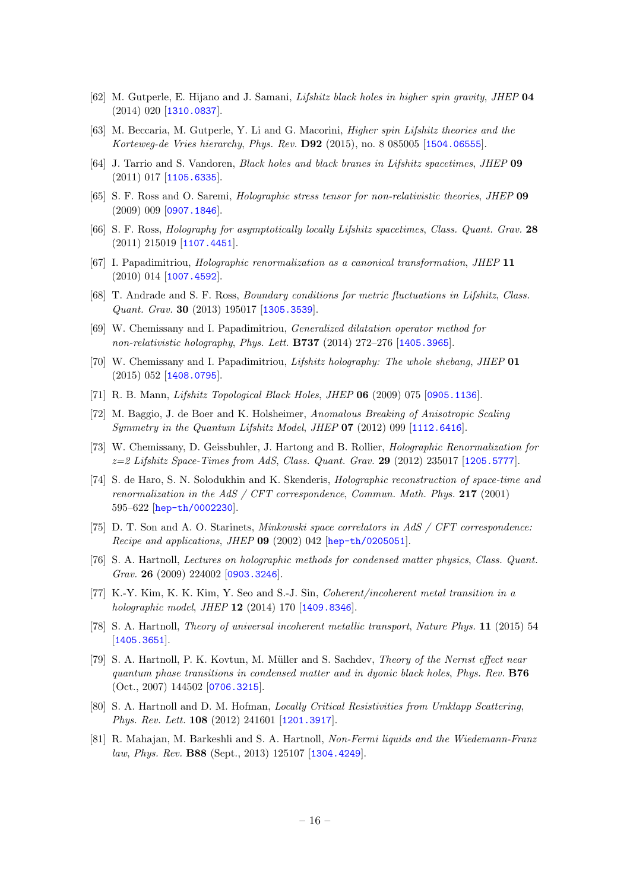[62] M. Gutperle, E. Hijano and J. Samani, *Lifshitz black holes in higher spin gravity*, *JHEP* **04** (2014) 020 [1310.0837].

[63] M. Beccaria, M. Gutperle, Y. Li and G. Macorini, *Higher spin Lifshitz theories and the Korteweg-de Vries hierarchy*, *Phys. Rev.* **D92** (2015), no. 8 085005 [1504.06555].

[64] J. Tarrio and S. Vandoren, *Black holes and black branes in Lifshitz spacetimes*, *JHEP* **09** (2011) 017 [1105.6335].

[65] S. F. Ross and O. Saremi, *Holographic stress tensor for non-relativistic theories*, *JHEP* **09** (2009) 009 [0907.1846].

[66] S. F. Ross, *Holography for asymptotically locally Lifshitz spacetimes*, *Class. Quant. Grav.* **28** (2011) 215019 [1107.4451].

[67] I. Papadimitriou, *Holographic renormalization as a canonical transformation*, *JHEP* **11** (2010) 014 [1007.4592].

[68] T. Andrade and S. F. Ross, *Boundary conditions for metric fluctuations in Lifshitz*, *Class. Quant. Grav.* **30** (2013) 195017 [1305.3539].

[69] W. Chemissany and I. Papadimitriou, *Generalized dilatation operator method for non-relativistic holography*, *Phys. Lett.* **B737** (2014) 272–276 [1405.3965].

[70] W. Chemissany and I. Papadimitriou, *Lifshitz holography: The whole shebang*, *JHEP* **01** (2015) 052 [1408.0795].

[71] R. B. Mann, *Lifshitz Topological Black Holes*, *JHEP* **06** (2009) 075 [0905.1136].

[72] M. Baggio, J. de Boer and K. Holsheimer, *Anomalous Breaking of Anisotropic Scaling Symmetry in the Quantum Lifshitz Model*, *JHEP* **07** (2012) 099 [1112.6416].

[73] W. Chemissany, D. Geissbuhler, J. Hartong and B. Rollier, *Holographic Renormalization for z=2 Lifshitz Space-Times from AdS*, *Class. Quant. Grav.* **29** (2012) 235017 [1205.5777].

[74] S. de Haro, S. N. Solodukhin and K. Skenderis, *Holographic reconstruction of space-time and renormalization in the AdS / CFT correspondence*, *Commun. Math. Phys.* **217** (2001) 595–622 [hep-th/0002230].

[75] D. T. Son and A. O. Starinets, *Minkowski space correlators in AdS / CFT correspondence: Recipe and applications*, *JHEP* **09** (2002) 042 [hep-th/0205051].

[76] S. A. Hartnoll, *Lectures on holographic methods for condensed matter physics*, *Class. Quant. Grav.* **26** (2009) 224002 [0903.3246].

[77] K.-Y. Kim, K. K. Kim, Y. Seo and S.-J. Sin, *Coherent/incoherent metal transition in a holographic model*, *JHEP* **12** (2014) 170 [1409.8346].

[78] S. A. Hartnoll, *Theory of universal incoherent metallic transport*, *Nature Phys.* **11** (2015) 54 [1405.3651].

[79] S. A. Hartnoll, P. K. Kovtun, M. Müller and S. Sachdev, *Theory of the Nernst effect near quantum phase transitions in condensed matter and in dyonic black holes*, *Phys. Rev.* **B76** (Oct., 2007) 144502 [0706.3215].

[80] S. A. Hartnoll and D. M. Hofman, *Locally Critical Resistivities from Umklapp Scattering*, *Phys. Rev. Lett.* **108** (2012) 241601 [1201.3917].

[81] R. Mahajan, M. Barkeshli and S. A. Hartnoll, *Non-Fermi liquids and the Wiedemann-Franz law*, *Phys. Rev.* **B88** (Sept., 2013) 125107 [1304.4249].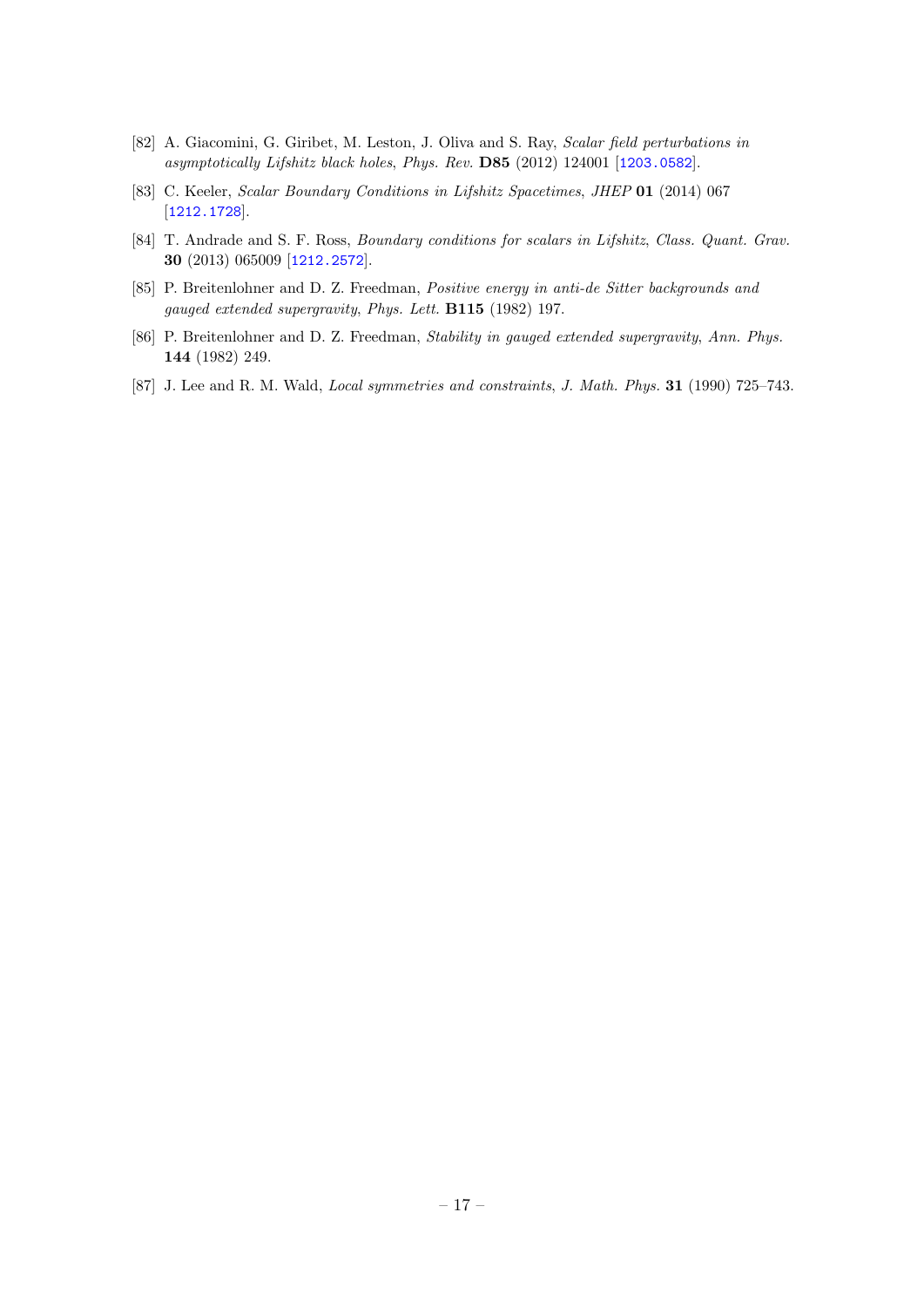[82] A. Giacomini, G. Giribet, M. Leston, J. Oliva and S. Ray, *Scalar field perturbations in asymptotically Lifshitz black holes*, *Phys. Rev.* **D85** (2012) 124001 [1203.0582].

[83] C. Keeler, *Scalar Boundary Conditions in Lifshitz Spacetimes*, *JHEP* **01** (2014) 067 [1212.1728].

[84] T. Andrade and S. F. Ross, *Boundary conditions for scalars in Lifshitz*, *Class. Quant. Grav.* **30** (2013) 065009 [1212.2572].

[85] P. Breitenlohner and D. Z. Freedman, *Positive energy in anti-de Sitter backgrounds and gauged extended supergravity*, *Phys. Lett.* **B115** (1982) 197.

[86] P. Breitenlohner and D. Z. Freedman, *Stability in gauged extended supergravity*, *Ann. Phys.* **144** (1982) 249.

[87] J. Lee and R. M. Wald, *Local symmetries and constraints*, *J. Math. Phys.* **31** (1990) 725–743.